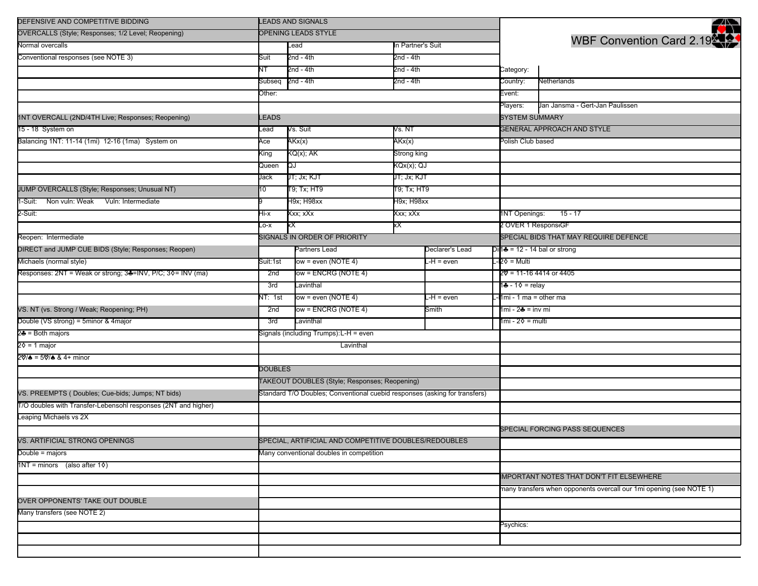# WBF Convention Card 2.19

| | |
|---|---|
| Category: | |
| Country: | Netherlands |
| Event: | |
| Players: | Jan Jansma - Gert-Jan Paulissen |

## SYSTEM SUMMARY

### GENERAL APPROACH AND STYLE

Polish Club based

1NT Openings: 15 - 17

2 OVER 1 Respons: GF

### SPECIAL BIDS THAT MAY REQUIRE DEFENCE

1♣ = 12 - 14 bal or strong

2◊ = Multi

2♡ = 11-16 4414 or 4405

1♣ - 1◊ = relay

1mi - 1 ma = other ma

1mi - 2♣ = inv mi

1mi - 2◊ = multi

### SPECIAL FORCING PASS SEQUENCES

### IMPORTANT NOTES THAT DON'T FIT ELSEWHERE

many transfers when opponents overcall our 1mi opening (see NOTE 1)

Psychics:

## DEFENSIVE AND COMPETITIVE BIDDING

### OVERCALLS (Style; Responses; 1/2 Level; Reopening)

Normal overcalls

Conventional responses (see NOTE 3)

### 1NT OVERCALL (2ND/4TH Live; Responses; Reopening)

15 - 18 System on

Balancing 1NT: 11-14 (1mi) 12-16 (1ma) System on

### JUMP OVERCALLS (Style; Responses; Unusual NT)

1-Suit: Non vuln: Weak Vuln: Intermediate

2-Suit:

Reopen: Intermediate

### DIRECT and JUMP CUE BIDS (Style; Responses; Reopen)

Michaels (normal style)

Responses: 2NT = Weak or strong; 3♣=INV, P/C; 3◊= INV (ma)

### VS. NT (vs. Strong / Weak; Reopening; PH)

Double (VS strong) = 5minor & 4major

2♣ = Both majors

2◊ = 1 major

2♡/♠ = 5♡/♠ & 4+ minor

### VS. PREEMPTS ( Doubles; Cue-bids; Jumps; NT bids)

T/O doubles with Transfer-Lebensohl responses (2NT and higher)

Leaping Michaels vs 2X

### VS. ARTIFICIAL STRONG OPENINGS

Double = majors

1NT = minors (also after 1◊)

### OVER OPPONENTS' TAKE OUT DOUBLE

Many transfers (see NOTE 2)

## LEADS AND SIGNALS

### OPENING LEADS STYLE

| | Lead | In Partner's Suit |
|---|---|---|
| Suit | 2nd - 4th | 2nd - 4th |
| NT | 2nd - 4th | 2nd - 4th |
| Subseq | 2nd - 4th | 2nd - 4th |

Other:

### LEADS

| Lead | Vs. Suit | Vs. NT |
|---|---|---|
| Ace | AKx(x) | AKx(x) |
| King | KQ(x); AK | Strong king |
| Queen | QJ | KQx(x); QJ |
| Jack | JT; Jx; KJT | JT; Jx; KJT |
| 10 | T9; Tx; HT9 | T9; Tx; HT9 |
| 9 | H9x; H98xx | H9x; H98xx |
| Hi-x | Xxx; xXx | Xxx; xXx |
| Lo-x | xX | xX |

### SIGNALS IN ORDER OF PRIORITY

| | | Partners Lead | Declarer's Lead |
|---|---|---|---|
| Suit: | 1st | low = even (NOTE 4) | L-H = even |
| | 2nd | low = ENCRG (NOTE 4) | |
| | 3rd | Lavinthal | |
| NT: | 1st | low = even (NOTE 4) | L-H = even |
| | 2nd | low = ENCRG (NOTE 4) | Smith |
| | 3rd | Lavinthal | |

Signals (including Trumps): L-H = even

Lavinthal

## DOUBLES

### TAKEOUT DOUBLES (Style; Responses; Reopening)

Standard T/O Doubles; Conventional cuebid responses (asking for transfers)

### SPECIAL, ARTIFICIAL AND COMPETITIVE DOUBLES/REDOUBLES

Many conventional doubles in competition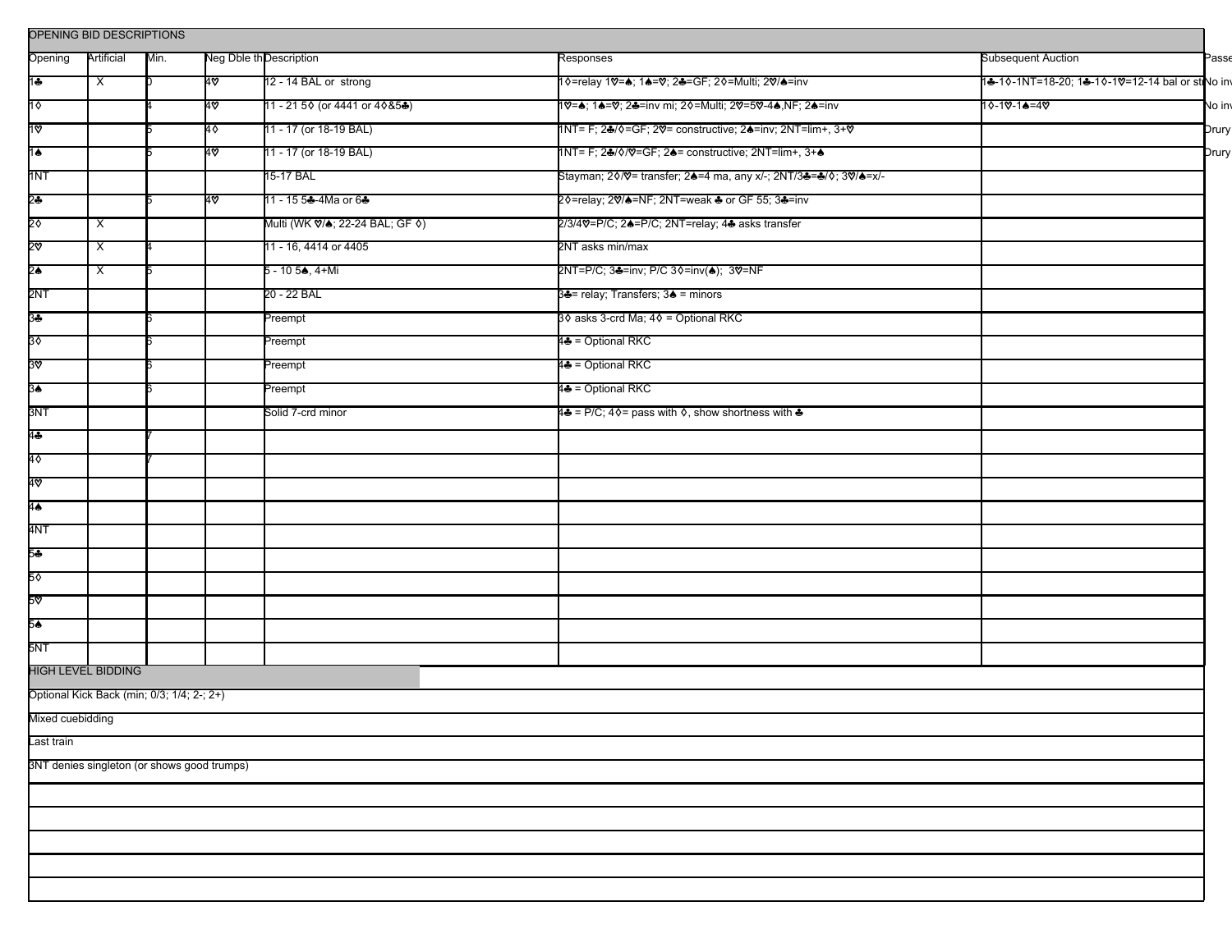## OPENING BID DESCRIPTIONS

| Opening | Artificial | Min. | Neg Dble thru | Description | Responses | Subsequent Auction | Passe |
|---|---|---|---|---|---|---|---|
| 1♣ | X | 0 | 4♡ | 12 - 14 BAL or strong | 1◊=relay 1♡=♠; 1♠=♡; 2♣=GF; 2◊=Multi; 2♡/♠=inv | 1♣-1◊-1NT=18-20; 1♣-1◊-1♡=12-14 bal or st | No inv |
| 1◊ | | 4 | 4♡ | 11 - 21 5◊ (or 4441 or 4◊&5♣) | 1♡=♠; 1♠=♡; 2♣=inv mi; 2◊=Multi; 2♡=5♡-4♠,NF; 2♠=inv | 1◊-1♡-1♠=4♡ | No inv |
| 1♡ | | 5 | 4◊ | 11 - 17 (or 18-19 BAL) | 1NT= F; 2♣/◊=GF; 2♡= constructive; 2♠=inv; 2NT=lim+, 3+♡ | | Drury |
| 1♠ | | 5 | 4♡ | 11 - 17 (or 18-19 BAL) | 1NT= F; 2♣/◊/♡=GF; 2♠= constructive; 2NT=lim+, 3+♠ | | Drury |
| 1NT | | | | 15-17 BAL | Stayman; 2◊/♡= transfer; 2♠=4 ma, any x/-; 2NT/3♣=♣/◊; 3♡/♠=x/- | | |
| 2♣ | | 5 | 4♡ | 11 - 15 5♣-4Ma or 6♣ | 2◊=relay; 2♡/♠=NF; 2NT=weak ♣ or GF 55; 3♣=inv | | |
| 2◊ | X | | | Multi (WK ♡/♠; 22-24 BAL; GF ◊) | 2/3/4♡=P/C; 2♠=P/C; 2NT=relay; 4♣ asks transfer | | |
| 2♡ | X | 4 | | 11 - 16, 4414 or 4405 | 2NT asks min/max | | |
| 2♠ | X | 5 | | 5 - 10 5♠, 4+Mi | 2NT=P/C; 3♣=inv; P/C 3◊=inv(♠); 3♡=NF | | |
| 2NT | | | | 20 - 22 BAL | 3♣= relay; Transfers; 3♠ = minors | | |
| 3♣ | | 6 | | Preempt | 3◊ asks 3-crd Ma; 4◊ = Optional RKC | | |
| 3◊ | | 6 | | Preempt | 4♣ = Optional RKC | | |
| 3♡ | | 6 | | Preempt | 4♣ = Optional RKC | | |
| 3♠ | | 6 | | Preempt | 4♣ = Optional RKC | | |
| 3NT | | | | Solid 7-crd minor | 4♣ = P/C; 4◊= pass with ◊, show shortness with ♣ | | |
| 4♣ | | 7 | | | | | |
| 4◊ | | 7 | | | | | |
| 4♡ | | | | | | | |
| 4♠ | | | | | | | |
| 4NT | | | | | | | |
| 5♣ | | | | | | | |
| 5◊ | | | | | | | |
| 5♡ | | | | | | | |
| 5♠ | | | | | | | |
| 5NT | | | | | | | |

## HIGH LEVEL BIDDING

Optional Kick Back (min; 0/3; 1/4; 2-; 2+)

Mixed cuebidding

Last train

3NT denies singleton (or shows good trumps)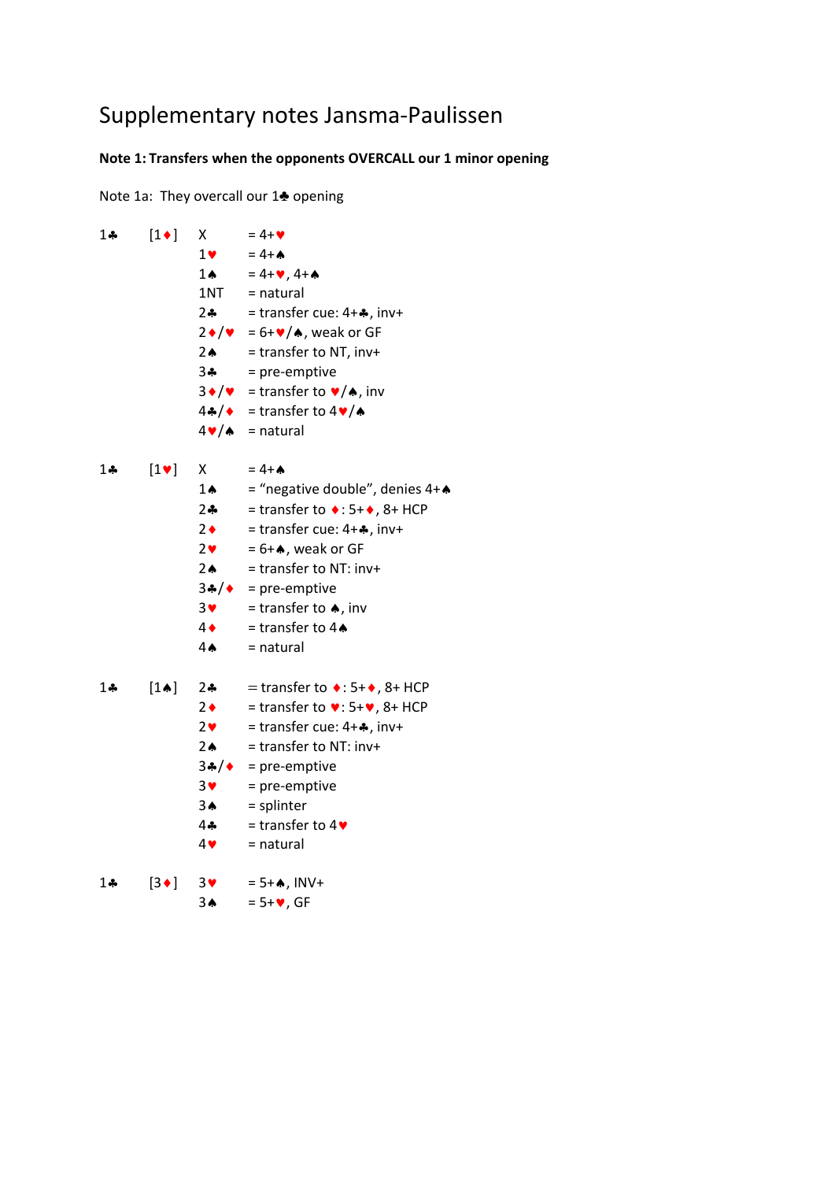# Supplementary notes Jansma-Paulissen

**Note 1: Transfers when the opponents OVERCALL our 1 minor opening**

Note 1a: They overcall our 1♣ opening

| | | | |
|---|---|---|---|
| 1♣ | [1♦] | X | = 4+♥ |
| | | 1♥ | = 4+♠ |
| | | 1♠ | = 4+♥, 4+♠ |
| | | 1NT | = natural |
| | | 2♣ | = transfer cue: 4+♣, inv+ |
| | | 2♦/♥ | = 6+♥/♠, weak or GF |
| | | 2♠ | = transfer to NT, inv+ |
| | | 3♣ | = pre-emptive |
| | | 3♦/♥ | = transfer to ♥/♠, inv |
| | | 4♣/♦ | = transfer to 4♥/♠ |
| | | 4♥/♠ | = natural |
| | | | |
| 1♣ | [1♥] | X | = 4+♠ |
| | | 1♠ | = "negative double", denies 4+♠ |
| | | 2♣ | = transfer to ♦: 5+♦, 8+ HCP |
| | | 2♦ | = transfer cue: 4+♣, inv+ |
| | | 2♥ | = 6+♠, weak or GF |
| | | 2♠ | = transfer to NT: inv+ |
| | | 3♣/♦ | = pre-emptive |
| | | 3♥ | = transfer to ♠, inv |
| | | 4♦ | = transfer to 4♠ |
| | | 4♠ | = natural |
| | | | |
| 1♣ | [1♠] | 2♣ | = transfer to ♦: 5+♦, 8+ HCP |
| | | 2♦ | = transfer to ♥: 5+♥, 8+ HCP |
| | | 2♥ | = transfer cue: 4+♣, inv+ |
| | | 2♠ | = transfer to NT: inv+ |
| | | 3♣/♦ | = pre-emptive |
| | | 3♥ | = pre-emptive |
| | | 3♠ | = splinter |
| | | 4♣ | = transfer to 4♥ |
| | | 4♥ | = natural |
| | | | |
| 1♣ | [3♦] | 3♥ | = 5+♠, INV+ |
| | | 3♠ | = 5+♥, GF |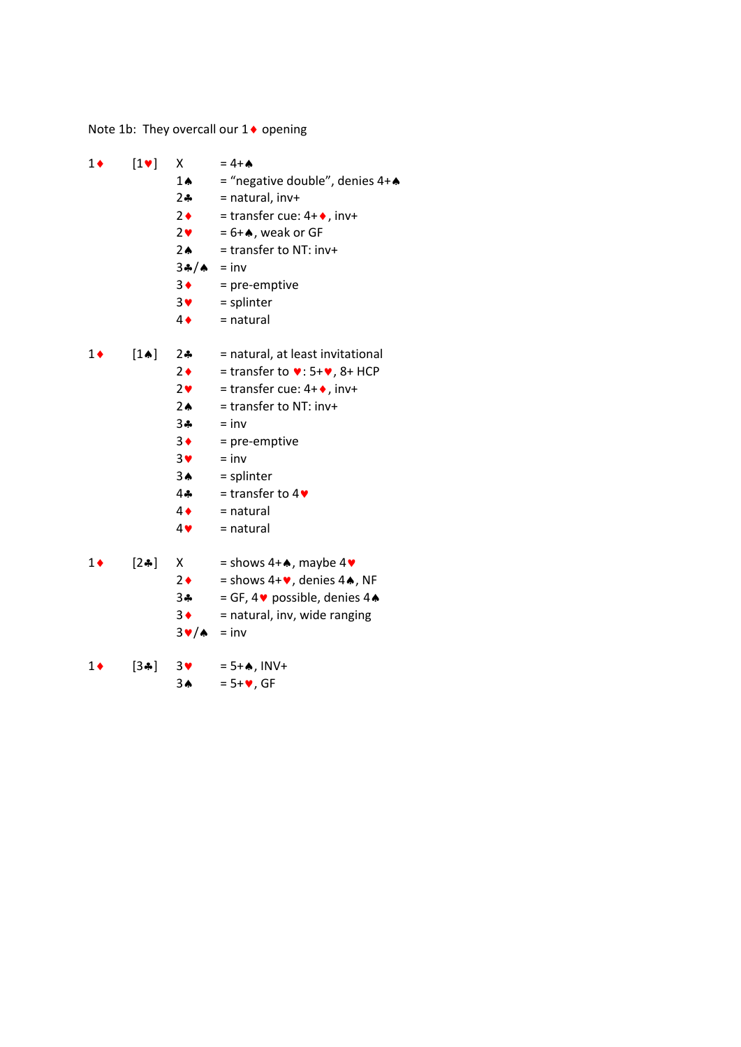Note 1b: They overcall our 1♦ opening

| | | | |
|---|---|---|---|
| 1♦ | [1♥] | X | = 4+♠ |
| | | 1♠ | = "negative double", denies 4+♠ |
| | | 2♣ | = natural, inv+ |
| | | 2♦ | = transfer cue: 4+♦, inv+ |
| | | 2♥ | = 6+♠, weak or GF |
| | | 2♠ | = transfer to NT: inv+ |
| | | 3♣/♠ | = inv |
| | | 3♦ | = pre-emptive |
| | | 3♥ | = splinter |
| | | 4♦ | = natural |
| | | | |
| 1♦ | [1♠] | 2♣ | = natural, at least invitational |
| | | 2♦ | = transfer to ♥: 5+♥, 8+ HCP |
| | | 2♥ | = transfer cue: 4+♦, inv+ |
| | | 2♠ | = transfer to NT: inv+ |
| | | 3♣ | = inv |
| | | 3♦ | = pre-emptive |
| | | 3♥ | = inv |
| | | 3♠ | = splinter |
| | | 4♣ | = transfer to 4♥ |
| | | 4♦ | = natural |
| | | 4♥ | = natural |
| | | | |
| 1♦ | [2♣] | X | = shows 4+♠, maybe 4♥ |
| | | 2♦ | = shows 4+♥, denies 4♠, NF |
| | | 3♣ | = GF, 4♥ possible, denies 4♠ |
| | | 3♦ | = natural, inv, wide ranging |
| | | 3♥/♠ | = inv |
| | | | |
| 1♦ | [3♣] | 3♥ | = 5+♠, INV+ |
| | | 3♠ | = 5+♥, GF |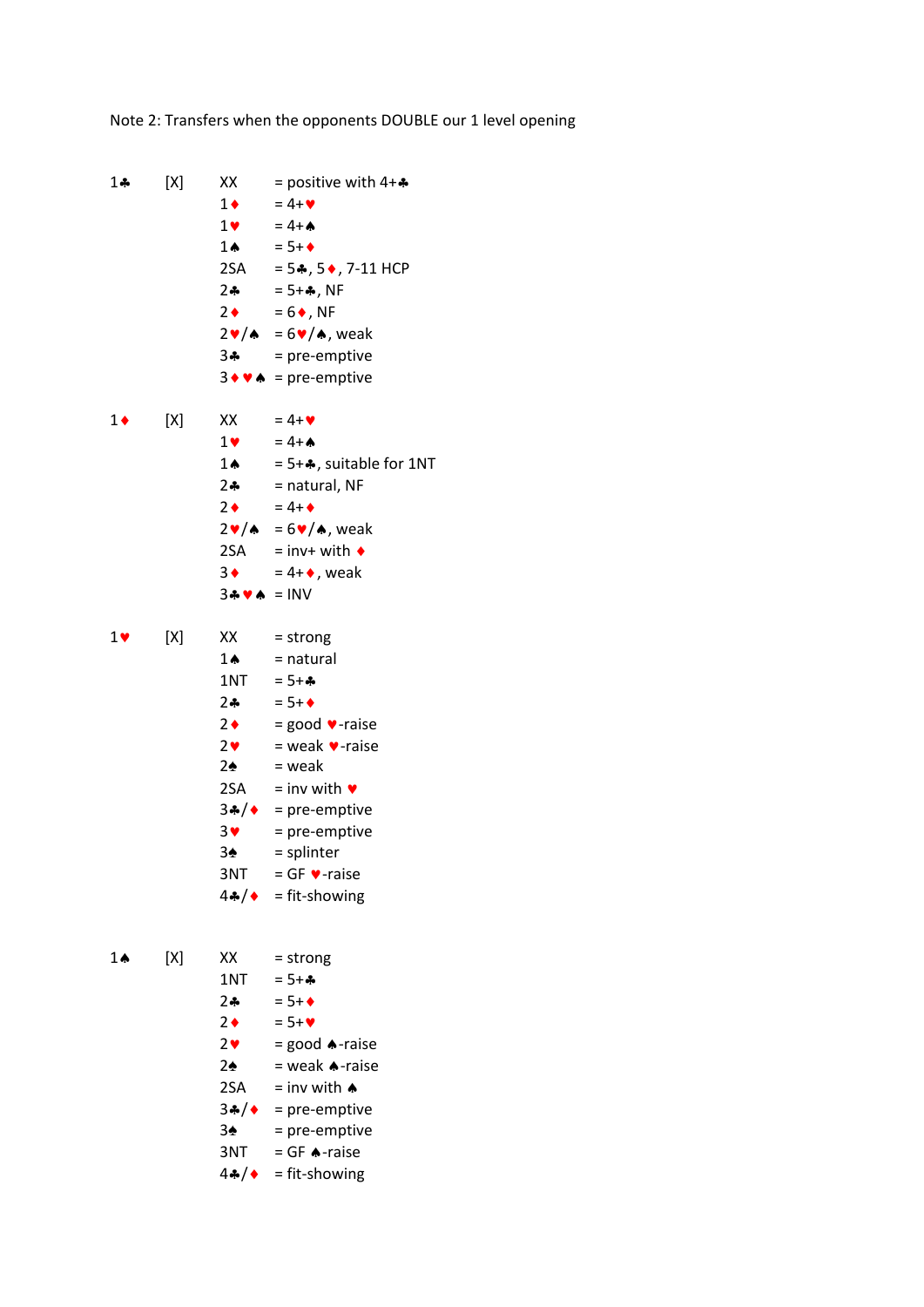Note 2: Transfers when the opponents DOUBLE our 1 level opening

| | | | |
|---|---|---|---|
| 1♣ | [X] | XX | = positive with 4+♣ |
| | | 1♦ | = 4+♥ |
| | | 1♥ | = 4+♠ |
| | | 1♠ | = 5+♦ |
| | | 2SA | = 5♣, 5♦, 7-11 HCP |
| | | 2♣ | = 5+♣, NF |
| | | 2♦ | = 6♦, NF |
| | | 2♥/♠ | = 6♥/♠, weak |
| | | 3♣ | = pre-emptive |
| | | 3♦♥♠ | = pre-emptive |
| | | | |
| 1♦ | [X] | XX | = 4+♥ |
| | | 1♥ | = 4+♠ |
| | | 1♠ | = 5+♣, suitable for 1NT |
| | | 2♣ | = natural, NF |
| | | 2♦ | = 4+♦ |
| | | 2♥/♠ | = 6♥/♠, weak |
| | | 2SA | = inv+ with ♦ |
| | | 3♦ | = 4+♦, weak |
| | | 3♣♥♠ | = INV |
| | | | |
| 1♥ | [X] | XX | = strong |
| | | 1♠ | = natural |
| | | 1NT | = 5+♣ |
| | | 2♣ | = 5+♦ |
| | | 2♦ | = good ♥-raise |
| | | 2♥ | = weak ♥-raise |
| | | 2♠ | = weak |
| | | 2SA | = inv with ♥ |
| | | 3♣/♦ | = pre-emptive |
| | | 3♥ | = pre-emptive |
| | | 3♠ | = splinter |
| | | 3NT | = GF ♥-raise |
| | | 4♣/♦ | = fit-showing |
| | | | |
| 1♠ | [X] | XX | = strong |
| | | 1NT | = 5+♣ |
| | | 2♣ | = 5+♦ |
| | | 2♦ | = 5+♥ |
| | | 2♥ | = good ♠-raise |
| | | 2♠ | = weak ♠-raise |
| | | 2SA | = inv with ♠ |
| | | 3♣/♦ | = pre-emptive |
| | | 3♠ | = pre-emptive |
| | | 3NT | = GF ♠-raise |
| | | 4♣/♦ | = fit-showing |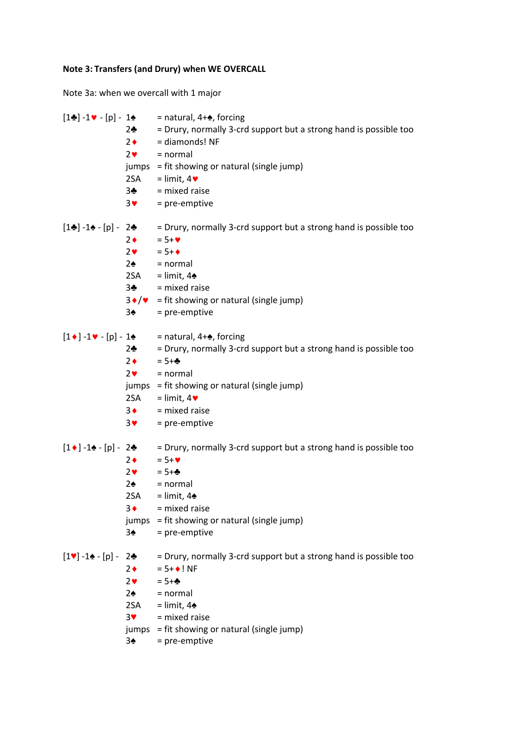**Note 3: Transfers (and Drury) when WE OVERCALL**

Note 3a: when we overcall with 1 major

| | | |
|---|---|---|
| [1♣] -1♥ - [p] - | 1♠ | = natural, 4+♠, forcing |
| | 2♣ | = Drury, normally 3-crd support but a strong hand is possible too |
| | 2♦ | = diamonds! NF |
| | 2♥ | = normal |
| | jumps | = fit showing or natural (single jump) |
| | 2SA | = limit, 4♥ |
| | 3♣ | = mixed raise |
| | 3♥ | = pre-emptive |

| | | |
|---|---|---|
| [1♣] -1♠ - [p] - | 2♣ | = Drury, normally 3-crd support but a strong hand is possible too |
| | 2♦ | = 5+♥ |
| | 2♥ | = 5+♦ |
| | 2♠ | = normal |
| | 2SA | = limit, 4♠ |
| | 3♣ | = mixed raise |
| | 3♦/♥ | = fit showing or natural (single jump) |
| | 3♠ | = pre-emptive |

| | | |
|---|---|---|
| [1♦] -1♥ - [p] - | 1♠ | = natural, 4+♠, forcing |
| | 2♣ | = Drury, normally 3-crd support but a strong hand is possible too |
| | 2♦ | = 5+♣ |
| | 2♥ | = normal |
| | jumps | = fit showing or natural (single jump) |
| | 2SA | = limit, 4♥ |
| | 3♦ | = mixed raise |
| | 3♥ | = pre-emptive |

| | | |
|---|---|---|
| [1♦] -1♠ - [p] - | 2♣ | = Drury, normally 3-crd support but a strong hand is possible too |
| | 2♦ | = 5+♥ |
| | 2♥ | = 5+♣ |
| | 2♠ | = normal |
| | 2SA | = limit, 4♠ |
| | 3♦ | = mixed raise |
| | jumps | = fit showing or natural (single jump) |
| | 3♠ | = pre-emptive |

| | | |
|---|---|---|
| [1♥] -1♠ - [p] - | 2♣ | = Drury, normally 3-crd support but a strong hand is possible too |
| | 2♦ | = 5+♦! NF |
| | 2♥ | = 5+♣ |
| | 2♠ | = normal |
| | 2SA | = limit, 4♠ |
| | 3♥ | = mixed raise |
| | jumps | = fit showing or natural (single jump) |
| | 3♠ | = pre-emptive |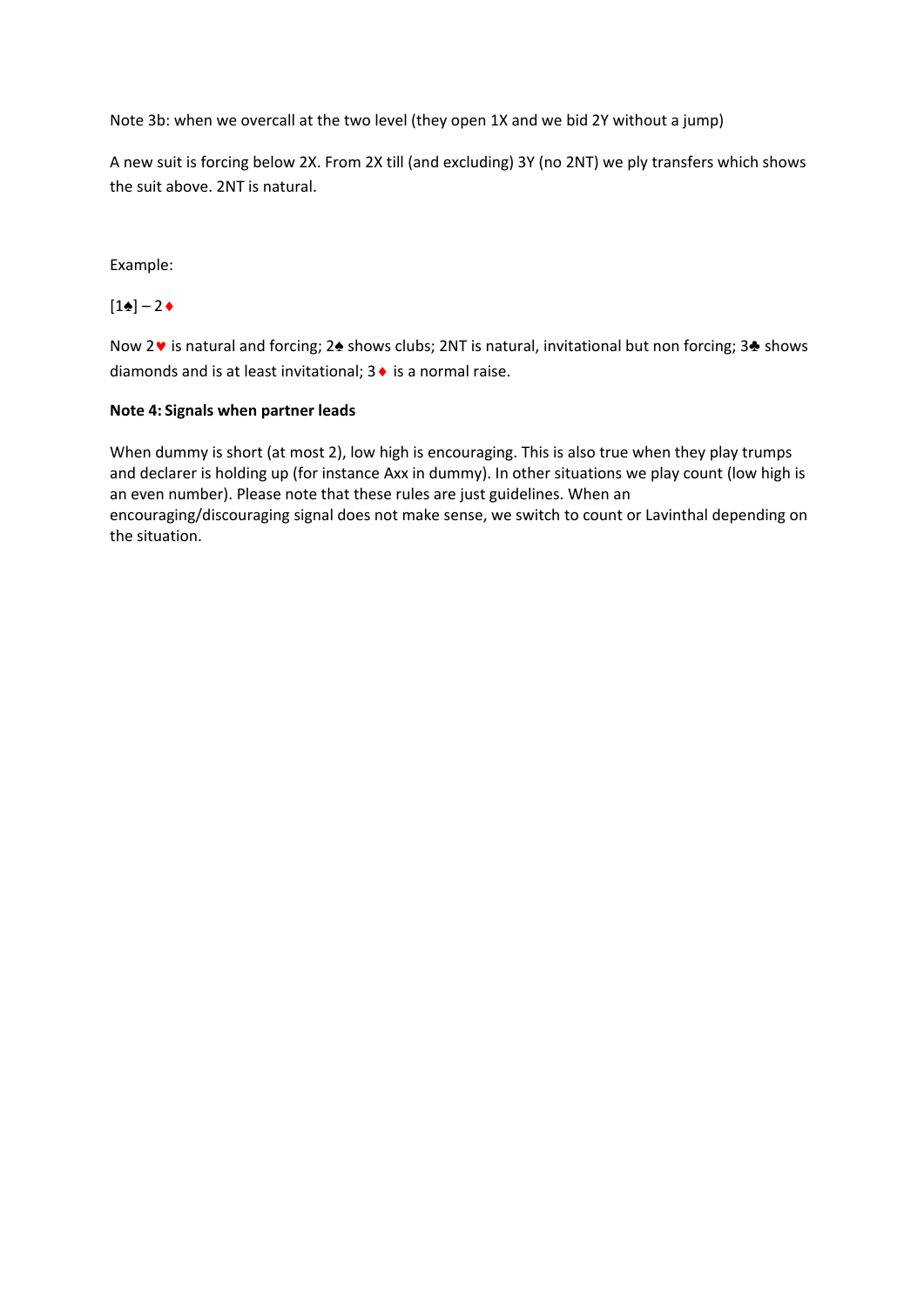Note 3b: when we overcall at the two level (they open 1X and we bid 2Y without a jump)

A new suit is forcing below 2X. From 2X till (and excluding) 3Y (no 2NT) we ply transfers which shows the suit above. 2NT is natural.

Example:

[1♠] – 2♦

Now 2♥ is natural and forcing; 2♠ shows clubs; 2NT is natural, invitational but non forcing; 3♣ shows diamonds and is at least invitational; 3♦ is a normal raise.

**Note 4: Signals when partner leads**

When dummy is short (at most 2), low high is encouraging. This is also true when they play trumps and declarer is holding up (for instance Axx in dummy). In other situations we play count (low high is an even number). Please note that these rules are just guidelines. When an encouraging/discouraging signal does not make sense, we switch to count or Lavinthal depending on the situation.